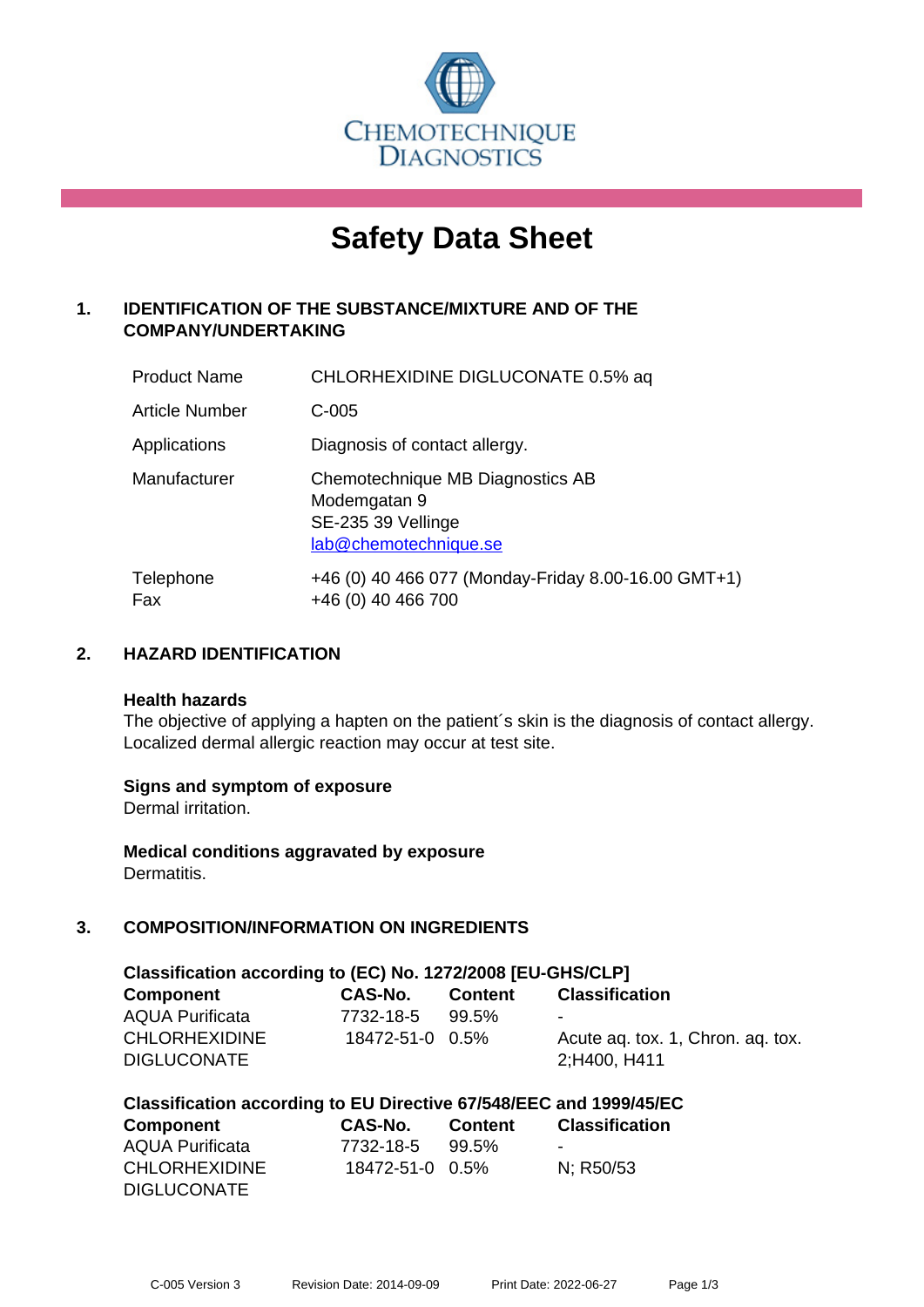CHEMOTECHNIQUE DIAGNOSTICS

# Safety Data Sheet

## 1. IDENTIFICATION OF THE SUBSTANCE/MIXTURE AND OF THE COMPANY/UNDERTAKING

| | |
|---|---|
| Product Name | CHLORHEXIDINE DIGLUCONATE 0.5% aq |
| Article Number | C-005 |
| Applications | Diagnosis of contact allergy. |
| Manufacturer | Chemotechnique MB Diagnostics AB<br>Modemgatan 9<br>SE-235 39 Vellinge<br>lab@chemotechnique.se |
| Telephone<br>Fax | +46 (0) 40 466 077 (Monday-Friday 8.00-16.00 GMT+1)<br>+46 (0) 40 466 700 |

## 2. HAZARD IDENTIFICATION

**Health hazards**

The objective of applying a hapten on the patient´s skin is the diagnosis of contact allergy. Localized dermal allergic reaction may occur at test site.

**Signs and symptom of exposure**

Dermal irritation.

**Medical conditions aggravated by exposure**

Dermatitis.

## 3. COMPOSITION/INFORMATION ON INGREDIENTS

**Classification according to (EC) No. 1272/2008 [EU-GHS/CLP]**

| Component | CAS-No. | Content | Classification |
|---|---|---|---|
| AQUA Purificata | 7732-18-5 | 99.5% | - |
| CHLORHEXIDINE DIGLUCONATE | 18472-51-0 | 0.5% | Acute aq. tox. 1, Chron. aq. tox. 2;H400, H411 |

**Classification according to EU Directive 67/548/EEC and 1999/45/EC**

| Component | CAS-No. | Content | Classification |
|---|---|---|---|
| AQUA Purificata | 7732-18-5 | 99.5% | - |
| CHLORHEXIDINE DIGLUCONATE | 18472-51-0 | 0.5% | N; R50/53 |

C-005 Version 3 Revision Date: 2014-09-09 Print Date: 2022-06-27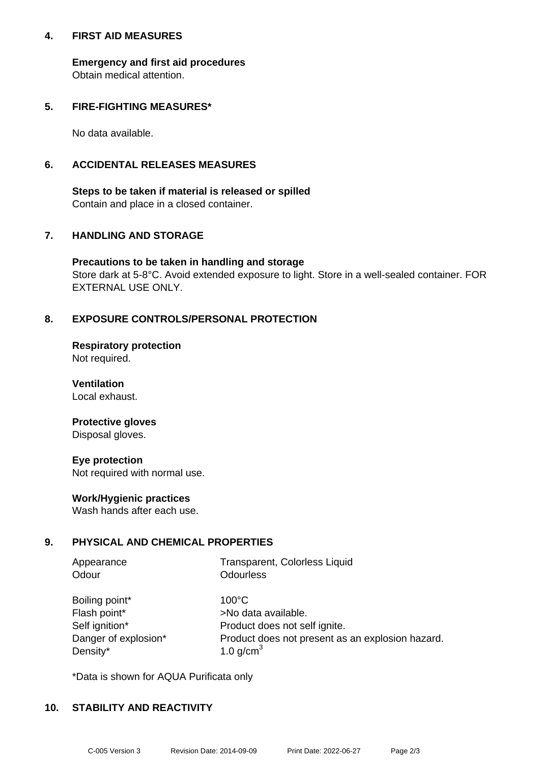## 4. FIRST AID MEASURES

**Emergency and first aid procedures**
Obtain medical attention.

## 5. FIRE-FIGHTING MEASURES*

No data available.

## 6. ACCIDENTAL RELEASES MEASURES

**Steps to be taken if material is released or spilled**
Contain and place in a closed container.

## 7. HANDLING AND STORAGE

**Precautions to be taken in handling and storage**
Store dark at 5-8°C. Avoid extended exposure to light. Store in a well-sealed container. FOR EXTERNAL USE ONLY.

## 8. EXPOSURE CONTROLS/PERSONAL PROTECTION

**Respiratory protection**
Not required.

**Ventilation**
Local exhaust.

**Protective gloves**
Disposal gloves.

**Eye protection**
Not required with normal use.

**Work/Hygienic practices**
Wash hands after each use.

## 9. PHYSICAL AND CHEMICAL PROPERTIES

| | |
|---|---|
| Appearance | Transparent, Colorless Liquid |
| Odour | Odourless |
| Boiling point* | 100°C |
| Flash point* | >No data available. |
| Self ignition* | Product does not self ignite. |
| Danger of explosion* | Product does not present as an explosion hazard. |
| Density* | 1.0 g/cm$^3$ |

*Data is shown for AQUA Purificata only

## 10. STABILITY AND REACTIVITY

C-005 Version 3 Revision Date: 2014-09-09 Print Date: 2022-06-27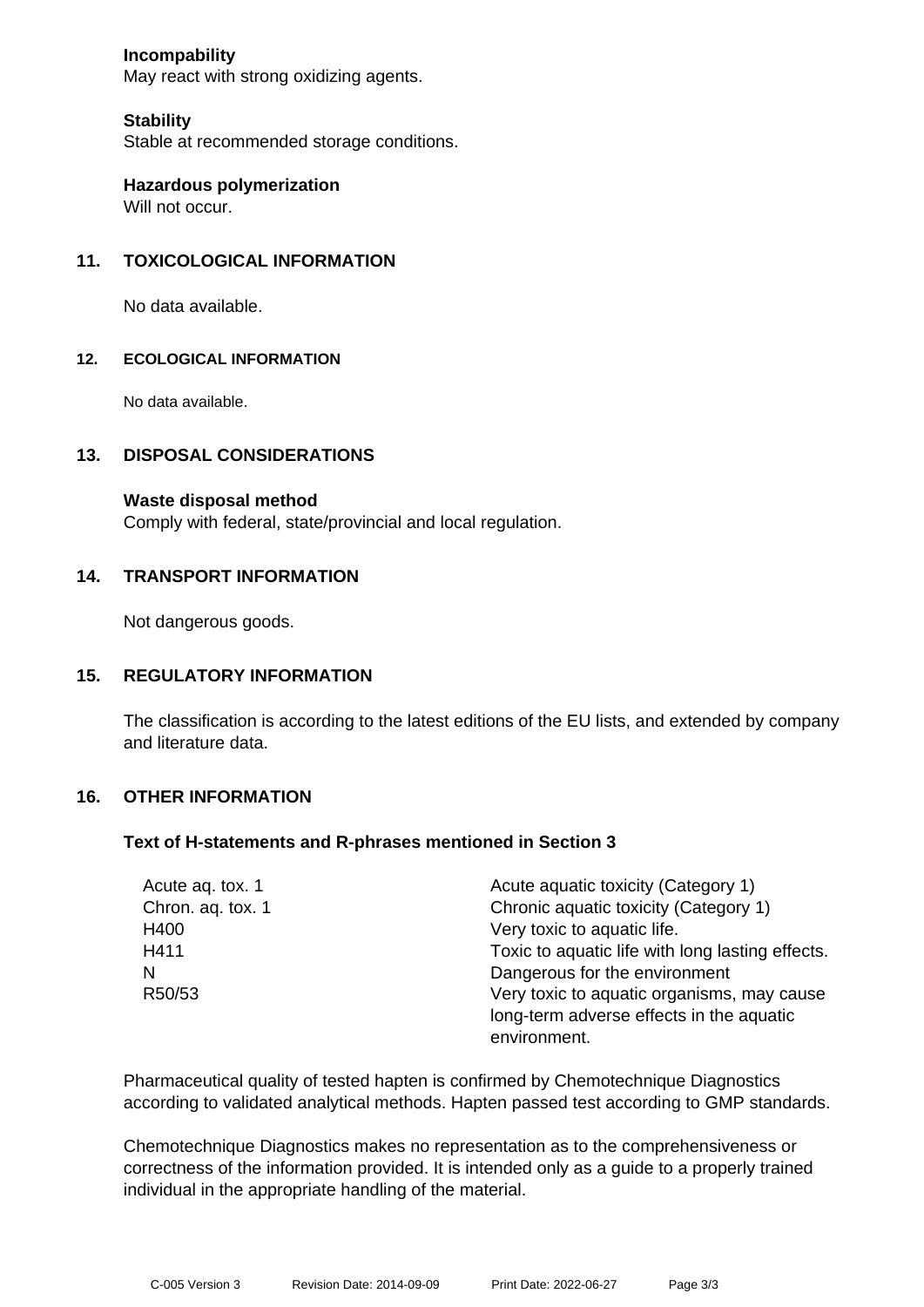**Incompatibility**
May react with strong oxidizing agents.

**Stability**
Stable at recommended storage conditions.

**Hazardous polymerization**
Will not occur.

## 11. TOXICOLOGICAL INFORMATION

No data available.

## 12. ECOLOGICAL INFORMATION

No data available.

## 13. DISPOSAL CONSIDERATIONS

**Waste disposal method**
Comply with federal, state/provincial and local regulation.

## 14. TRANSPORT INFORMATION

Not dangerous goods.

## 15. REGULATORY INFORMATION

The classification is according to the latest editions of the EU lists, and extended by company and literature data.

## 16. OTHER INFORMATION

### Text of H-statements and R-phrases mentioned in Section 3

| | |
|---|---|
| Acute aq. tox. 1 | Acute aquatic toxicity (Category 1) |
| Chron. aq. tox. 1 | Chronic aquatic toxicity (Category 1) |
| H400 | Very toxic to aquatic life. |
| H411 | Toxic to aquatic life with long lasting effects. |
| N | Dangerous for the environment |
| R50/53 | Very toxic to aquatic organisms, may cause long-term adverse effects in the aquatic environment. |

Pharmaceutical quality of tested hapten is confirmed by Chemotechnique Diagnostics according to validated analytical methods. Hapten passed test according to GMP standards.

Chemotechnique Diagnostics makes no representation as to the comprehensiveness or correctness of the information provided. It is intended only as a guide to a properly trained individual in the appropriate handling of the material.

C-005 Version 3 Revision Date: 2014-09-09 Print Date: 2022-06-27